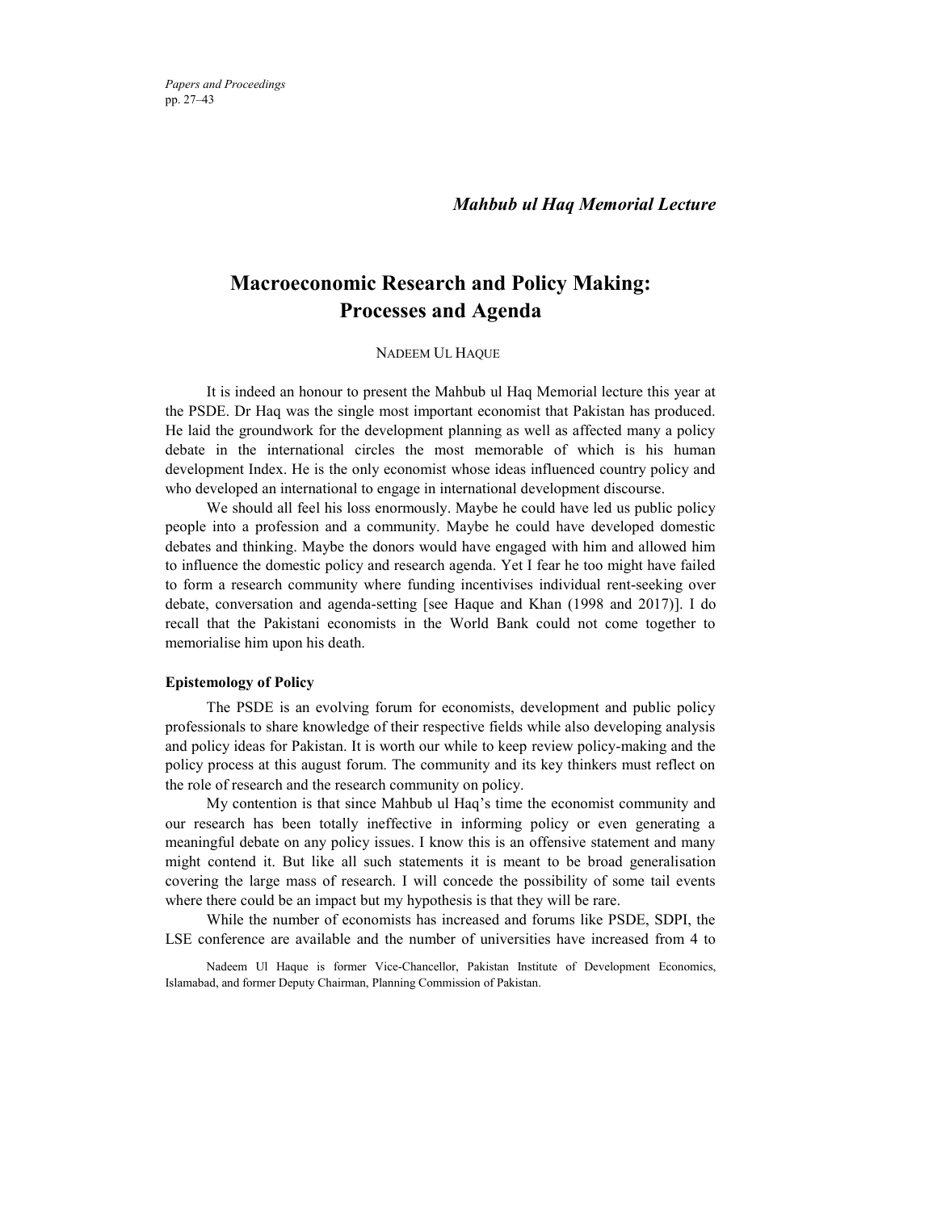*Mahbub ul Haq Memorial Lecture*

# Macroeconomic Research and Policy Making: Processes and Agenda

NADEEM UL HAQUE

It is indeed an honour to present the Mahbub ul Haq Memorial lecture this year at the PSDE. Dr Haq was the single most important economist that Pakistan has produced. He laid the groundwork for the development planning as well as affected many a policy debate in the international circles the most memorable of which is his human development Index. He is the only economist whose ideas influenced country policy and who developed an international to engage in international development discourse.

We should all feel his loss enormously. Maybe he could have led us public policy people into a profession and a community. Maybe he could have developed domestic debates and thinking. Maybe the donors would have engaged with him and allowed him to influence the domestic policy and research agenda. Yet I fear he too might have failed to form a research community where funding incentivises individual rent-seeking over debate, conversation and agenda-setting [see Haque and Khan (1998 and 2017)]. I do recall that the Pakistani economists in the World Bank could not come together to memorialise him upon his death.

## Epistemology of Policy

The PSDE is an evolving forum for economists, development and public policy professionals to share knowledge of their respective fields while also developing analysis and policy ideas for Pakistan. It is worth our while to keep review policy-making and the policy process at this august forum. The community and its key thinkers must reflect on the role of research and the research community on policy.

My contention is that since Mahbub ul Haq's time the economist community and our research has been totally ineffective in informing policy or even generating a meaningful debate on any policy issues. I know this is an offensive statement and many might contend it. But like all such statements it is meant to be broad generalisation covering the large mass of research. I will concede the possibility of some tail events where there could be an impact but my hypothesis is that they will be rare.

While the number of economists has increased and forums like PSDE, SDPI, the LSE conference are available and the number of universities have increased from 4 to

Nadeem Ul Haque is former Vice-Chancellor, Pakistan Institute of Development Economics, Islamabad, and former Deputy Chairman, Planning Commission of Pakistan.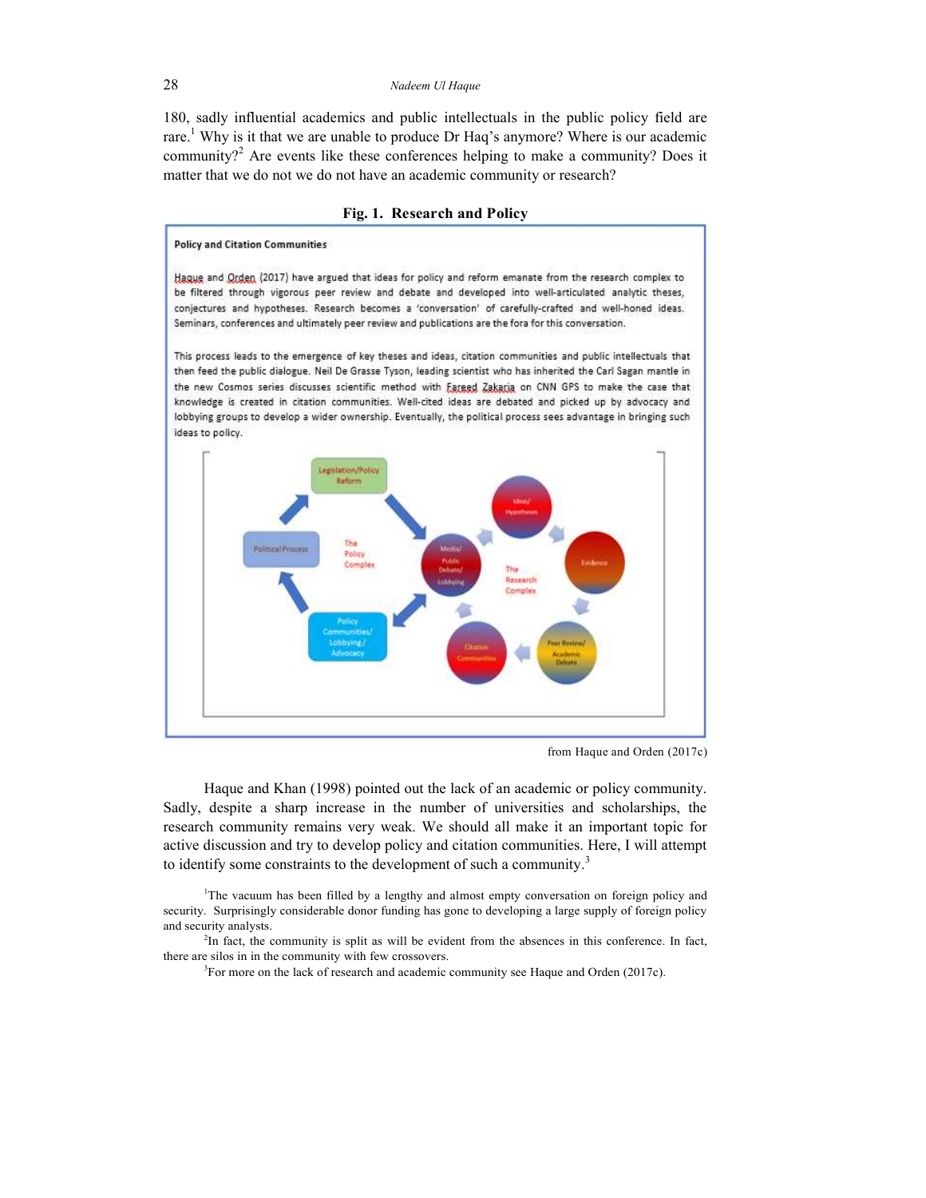180, sadly influential academics and public intellectuals in the public policy field are rare.[1] Why is it that we are unable to produce Dr Haq's anymore? Where is our academic community?[2] Are events like these conferences helping to make a community? Does it matter that we do not we do not have an academic community or research?

**Fig. 1. Research and Policy**

**Policy and Citation Communities**

Haque and Orden (2017) have argued that ideas for policy and reform emanate from the research complex to be filtered through vigorous peer review and debate and developed into well-articulated analytic theses, conjectures and hypotheses. Research becomes a 'conversation' of carefully-crafted and well-honed ideas. Seminars, conferences and ultimately peer review and publications are the fora for this conversation.

This process leads to the emergence of key theses and ideas, citation communities and public intellectuals that then feed the public dialogue. Neil De Grasse Tyson, leading scientist who has inherited the Carl Sagan mantle in the new Cosmos series discusses scientific method with Fareed Zakaria on CNN GPS to make the case that knowledge is created in citation communities. Well-cited ideas are debated and picked up by advocacy and lobbying groups to develop a wider ownership. Eventually, the political process sees advantage in bringing such ideas to policy.

from Haque and Orden (2017c)

Haque and Khan (1998) pointed out the lack of an academic or policy community. Sadly, despite a sharp increase in the number of universities and scholarships, the research community remains very weak. We should all make it an important topic for active discussion and try to develop policy and citation communities. Here, I will attempt to identify some constraints to the development of such a community.[3]

[1] The vacuum has been filled by a lengthy and almost empty conversation on foreign policy and security. Surprisingly considerable donor funding has gone to developing a large supply of foreign policy and security analysts.

[2] In fact, the community is split as will be evident from the absences in this conference. In fact, there are silos in in the community with few crossovers.

[3] For more on the lack of research and academic community see Haque and Orden (2017c).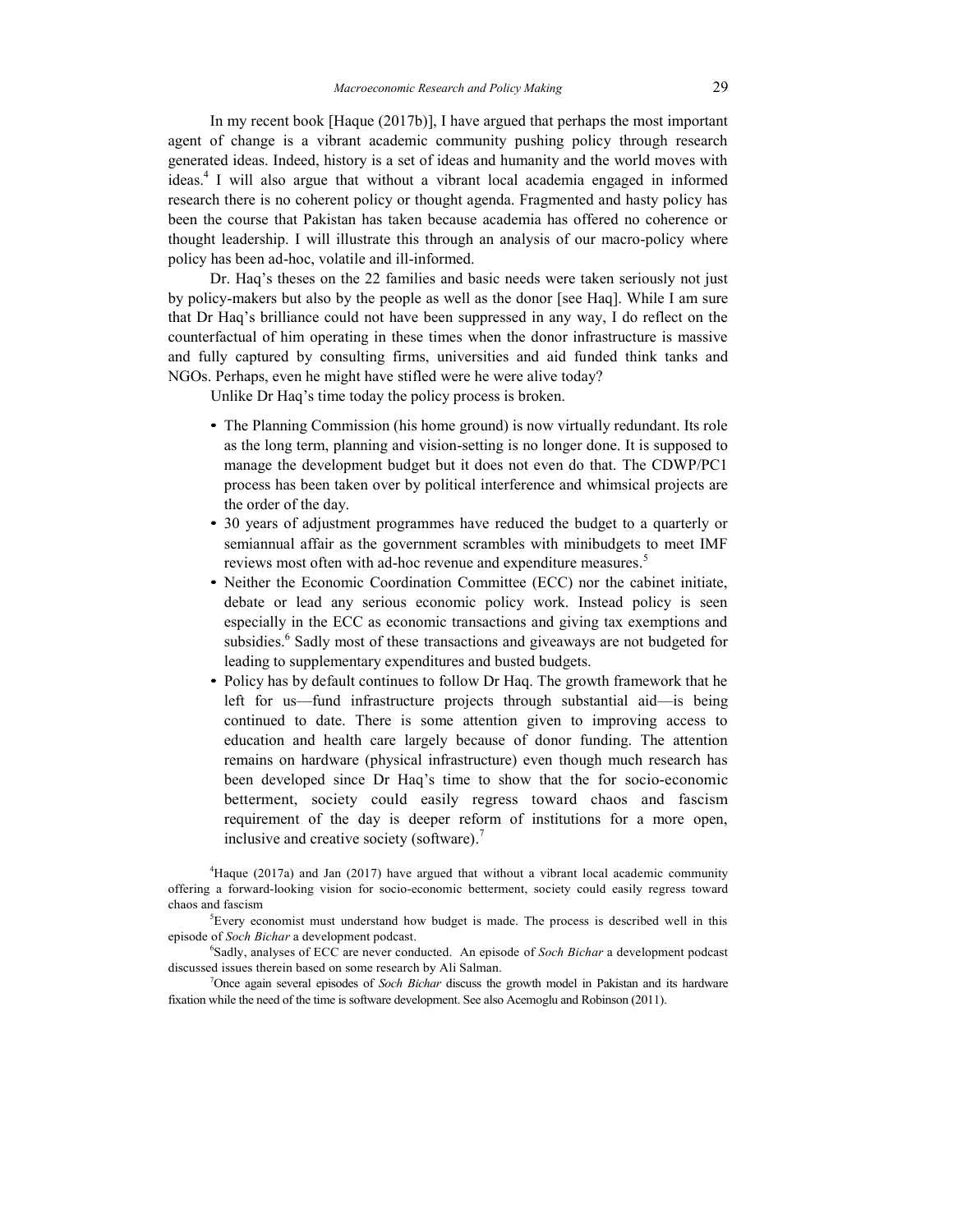In my recent book [Haque (2017b)], I have argued that perhaps the most important agent of change is a vibrant academic community pushing policy through research generated ideas. Indeed, history is a set of ideas and humanity and the world moves with ideas.[4] I will also argue that without a vibrant local academia engaged in informed research there is no coherent policy or thought agenda. Fragmented and hasty policy has been the course that Pakistan has taken because academia has offered no coherence or thought leadership. I will illustrate this through an analysis of our macro-policy where policy has been ad-hoc, volatile and ill-informed.

Dr. Haq's theses on the 22 families and basic needs were taken seriously not just by policy-makers but also by the people as well as the donor [see Haq]. While I am sure that Dr Haq's brilliance could not have been suppressed in any way, I do reflect on the counterfactual of him operating in these times when the donor infrastructure is massive and fully captured by consulting firms, universities and aid funded think tanks and NGOs. Perhaps, even he might have stifled were he were alive today?

Unlike Dr Haq's time today the policy process is broken.

- The Planning Commission (his home ground) is now virtually redundant. Its role as the long term, planning and vision-setting is no longer done. It is supposed to manage the development budget but it does not even do that. The CDWP/PC1 process has been taken over by political interference and whimsical projects are the order of the day.
- 30 years of adjustment programmes have reduced the budget to a quarterly or semiannual affair as the government scrambles with minibudgets to meet IMF reviews most often with ad-hoc revenue and expenditure measures.[5]
- Neither the Economic Coordination Committee (ECC) nor the cabinet initiate, debate or lead any serious economic policy work. Instead policy is seen especially in the ECC as economic transactions and giving tax exemptions and subsidies.[6] Sadly most of these transactions and giveaways are not budgeted for leading to supplementary expenditures and busted budgets.
- Policy has by default continues to follow Dr Haq. The growth framework that he left for us—fund infrastructure projects through substantial aid—is being continued to date. There is some attention given to improving access to education and health care largely because of donor funding. The attention remains on hardware (physical infrastructure) even though much research has been developed since Dr Haq's time to show that the for socio-economic betterment, society could easily regress toward chaos and fascism requirement of the day is deeper reform of institutions for a more open, inclusive and creative society (software).[7]

[4] Haque (2017a) and Jan (2017) have argued that without a vibrant local academic community offering a forward-looking vision for socio-economic betterment, society could easily regress toward chaos and fascism

[5] Every economist must understand how budget is made. The process is described well in this episode of *Soch Bichar* a development podcast.

[6] Sadly, analyses of ECC are never conducted. An episode of *Soch Bichar* a development podcast discussed issues therein based on some research by Ali Salman.

[7] Once again several episodes of *Soch Bichar* discuss the growth model in Pakistan and its hardware fixation while the need of the time is software development. See also Acemoglu and Robinson (2011).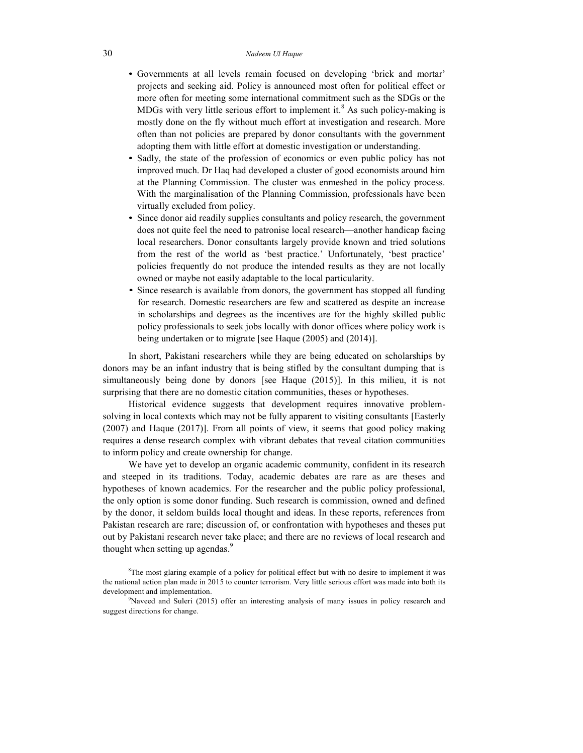- Governments at all levels remain focused on developing 'brick and mortar' projects and seeking aid. Policy is announced most often for political effect or more often for meeting some international commitment such as the SDGs or the MDGs with very little serious effort to implement it.[8] As such policy-making is mostly done on the fly without much effort at investigation and research. More often than not policies are prepared by donor consultants with the government adopting them with little effort at domestic investigation or understanding.
- Sadly, the state of the profession of economics or even public policy has not improved much. Dr Haq had developed a cluster of good economists around him at the Planning Commission. The cluster was enmeshed in the policy process. With the marginalisation of the Planning Commission, professionals have been virtually excluded from policy.
- Since donor aid readily supplies consultants and policy research, the government does not quite feel the need to patronise local research—another handicap facing local researchers. Donor consultants largely provide known and tried solutions from the rest of the world as 'best practice.' Unfortunately, 'best practice' policies frequently do not produce the intended results as they are not locally owned or maybe not easily adaptable to the local particularity.
- Since research is available from donors, the government has stopped all funding for research. Domestic researchers are few and scattered as despite an increase in scholarships and degrees as the incentives are for the highly skilled public policy professionals to seek jobs locally with donor offices where policy work is being undertaken or to migrate [see Haque (2005) and (2014)].

In short, Pakistani researchers while they are being educated on scholarships by donors may be an infant industry that is being stifled by the consultant dumping that is simultaneously being done by donors [see Haque (2015)]. In this milieu, it is not surprising that there are no domestic citation communities, theses or hypotheses.

Historical evidence suggests that development requires innovative problem-solving in local contexts which may not be fully apparent to visiting consultants [Easterly (2007) and Haque (2017)]. From all points of view, it seems that good policy making requires a dense research complex with vibrant debates that reveal citation communities to inform policy and create ownership for change.

We have yet to develop an organic academic community, confident in its research and steeped in its traditions. Today, academic debates are rare as are theses and hypotheses of known academics. For the researcher and the public policy professional, the only option is some donor funding. Such research is commission, owned and defined by the donor, it seldom builds local thought and ideas. In these reports, references from Pakistan research are rare; discussion of, or confrontation with hypotheses and theses put out by Pakistani research never take place; and there are no reviews of local research and thought when setting up agendas.[9]

[8]The most glaring example of a policy for political effect but with no desire to implement it was the national action plan made in 2015 to counter terrorism. Very little serious effort was made into both its development and implementation.

[9]Naveed and Suleri (2015) offer an interesting analysis of many issues in policy research and suggest directions for change.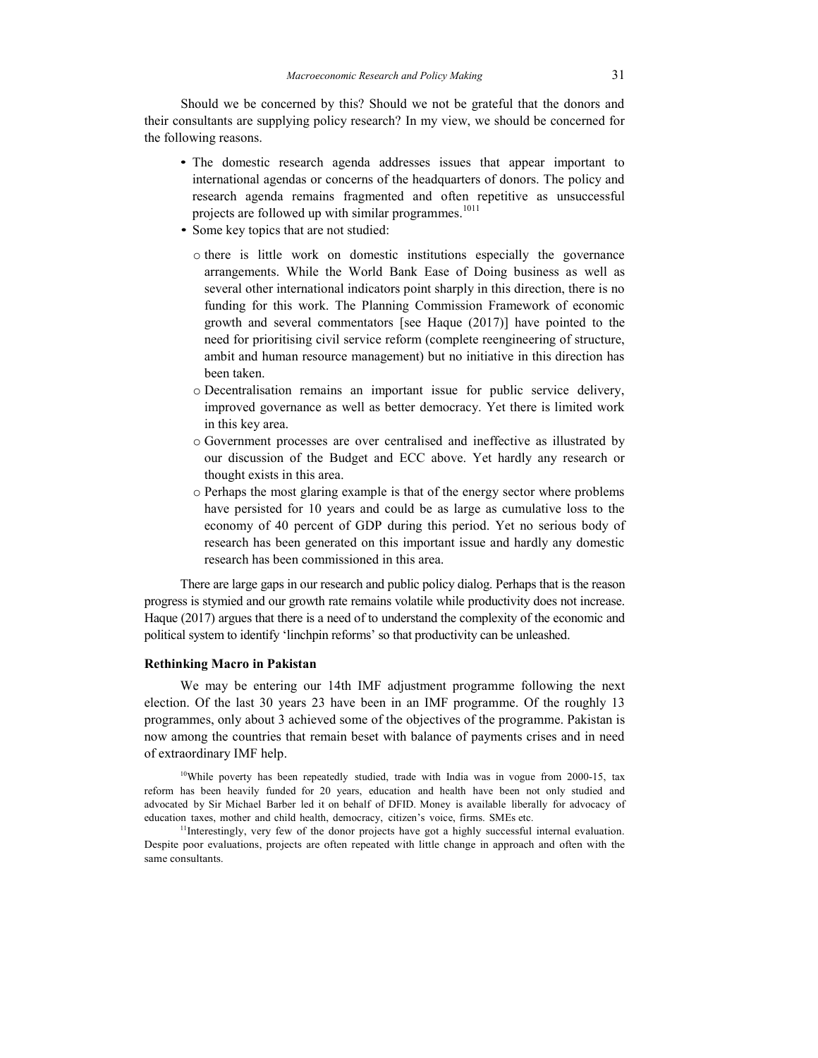Should we be concerned by this? Should we not be grateful that the donors and their consultants are supplying policy research? In my view, we should be concerned for the following reasons.

- The domestic research agenda addresses issues that appear important to international agendas or concerns of the headquarters of donors. The policy and research agenda remains fragmented and often repetitive as unsuccessful projects are followed up with similar programmes.[10][11]
- Some key topics that are not studied:
  - there is little work on domestic institutions especially the governance arrangements. While the World Bank Ease of Doing business as well as several other international indicators point sharply in this direction, there is no funding for this work. The Planning Commission Framework of economic growth and several commentators [see Haque (2017)] have pointed to the need for prioritising civil service reform (complete reengineering of structure, ambit and human resource management) but no initiative in this direction has been taken.
  - Decentralisation remains an important issue for public service delivery, improved governance as well as better democracy. Yet there is limited work in this key area.
  - Government processes are over centralised and ineffective as illustrated by our discussion of the Budget and ECC above. Yet hardly any research or thought exists in this area.
  - Perhaps the most glaring example is that of the energy sector where problems have persisted for 10 years and could be as large as cumulative loss to the economy of 40 percent of GDP during this period. Yet no serious body of research has been generated on this important issue and hardly any domestic research has been commissioned in this area.

There are large gaps in our research and public policy dialog. Perhaps that is the reason progress is stymied and our growth rate remains volatile while productivity does not increase. Haque (2017) argues that there is a need of to understand the complexity of the economic and political system to identify 'linchpin reforms' so that productivity can be unleashed.

**Rethinking Macro in Pakistan**

We may be entering our 14th IMF adjustment programme following the next election. Of the last 30 years 23 have been in an IMF programme. Of the roughly 13 programmes, only about 3 achieved some of the objectives of the programme. Pakistan is now among the countries that remain beset with balance of payments crises and in need of extraordinary IMF help.

[10]While poverty has been repeatedly studied, trade with India was in vogue from 2000-15, tax reform has been heavily funded for 20 years, education and health have been not only studied and advocated by Sir Michael Barber led it on behalf of DFID. Money is available liberally for advocacy of education taxes, mother and child health, democracy, citizen's voice, firms. SMEs etc.

[11]Interestingly, very few of the donor projects have got a highly successful internal evaluation. Despite poor evaluations, projects are often repeated with little change in approach and often with the same consultants.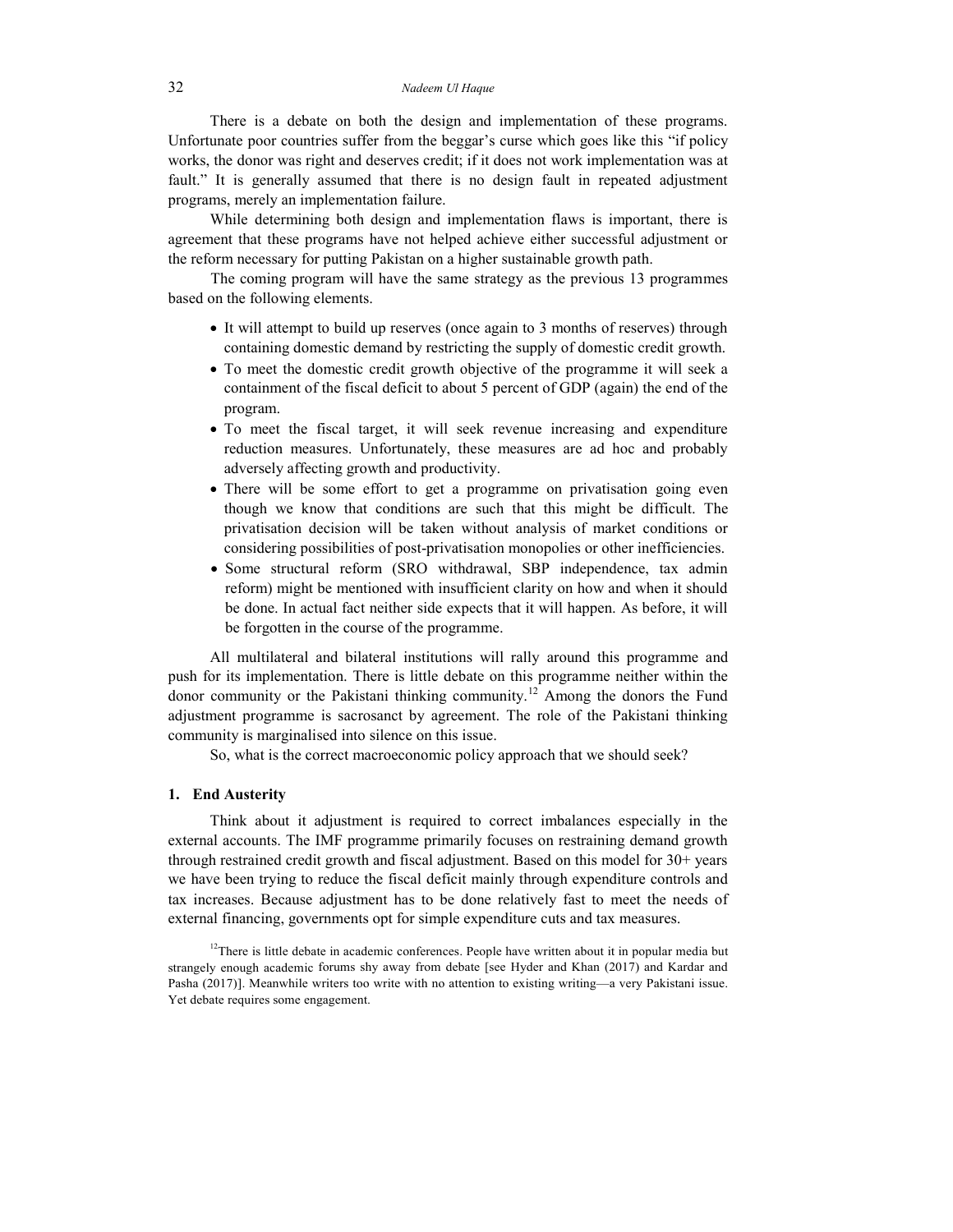There is a debate on both the design and implementation of these programs. Unfortunate poor countries suffer from the beggar's curse which goes like this "if policy works, the donor was right and deserves credit; if it does not work implementation was at fault." It is generally assumed that there is no design fault in repeated adjustment programs, merely an implementation failure.

While determining both design and implementation flaws is important, there is agreement that these programs have not helped achieve either successful adjustment or the reform necessary for putting Pakistan on a higher sustainable growth path.

The coming program will have the same strategy as the previous 13 programmes based on the following elements.

- It will attempt to build up reserves (once again to 3 months of reserves) through containing domestic demand by restricting the supply of domestic credit growth.
- To meet the domestic credit growth objective of the programme it will seek a containment of the fiscal deficit to about 5 percent of GDP (again) the end of the program.
- To meet the fiscal target, it will seek revenue increasing and expenditure reduction measures. Unfortunately, these measures are ad hoc and probably adversely affecting growth and productivity.
- There will be some effort to get a programme on privatisation going even though we know that conditions are such that this might be difficult. The privatisation decision will be taken without analysis of market conditions or considering possibilities of post-privatisation monopolies or other inefficiencies.
- Some structural reform (SRO withdrawal, SBP independence, tax admin reform) might be mentioned with insufficient clarity on how and when it should be done. In actual fact neither side expects that it will happen. As before, it will be forgotten in the course of the programme.

All multilateral and bilateral institutions will rally around this programme and push for its implementation. There is little debate on this programme neither within the donor community or the Pakistani thinking community.[12] Among the donors the Fund adjustment programme is sacrosanct by agreement. The role of the Pakistani thinking community is marginalised into silence on this issue.

So, what is the correct macroeconomic policy approach that we should seek?

### 1. End Austerity

Think about it adjustment is required to correct imbalances especially in the external accounts. The IMF programme primarily focuses on restraining demand growth through restrained credit growth and fiscal adjustment. Based on this model for 30+ years we have been trying to reduce the fiscal deficit mainly through expenditure controls and tax increases. Because adjustment has to be done relatively fast to meet the needs of external financing, governments opt for simple expenditure cuts and tax measures.

[12] There is little debate in academic conferences. People have written about it in popular media but strangely enough academic forums shy away from debate [see Hyder and Khan (2017) and Kardar and Pasha (2017)]. Meanwhile writers too write with no attention to existing writing—a very Pakistani issue. Yet debate requires some engagement.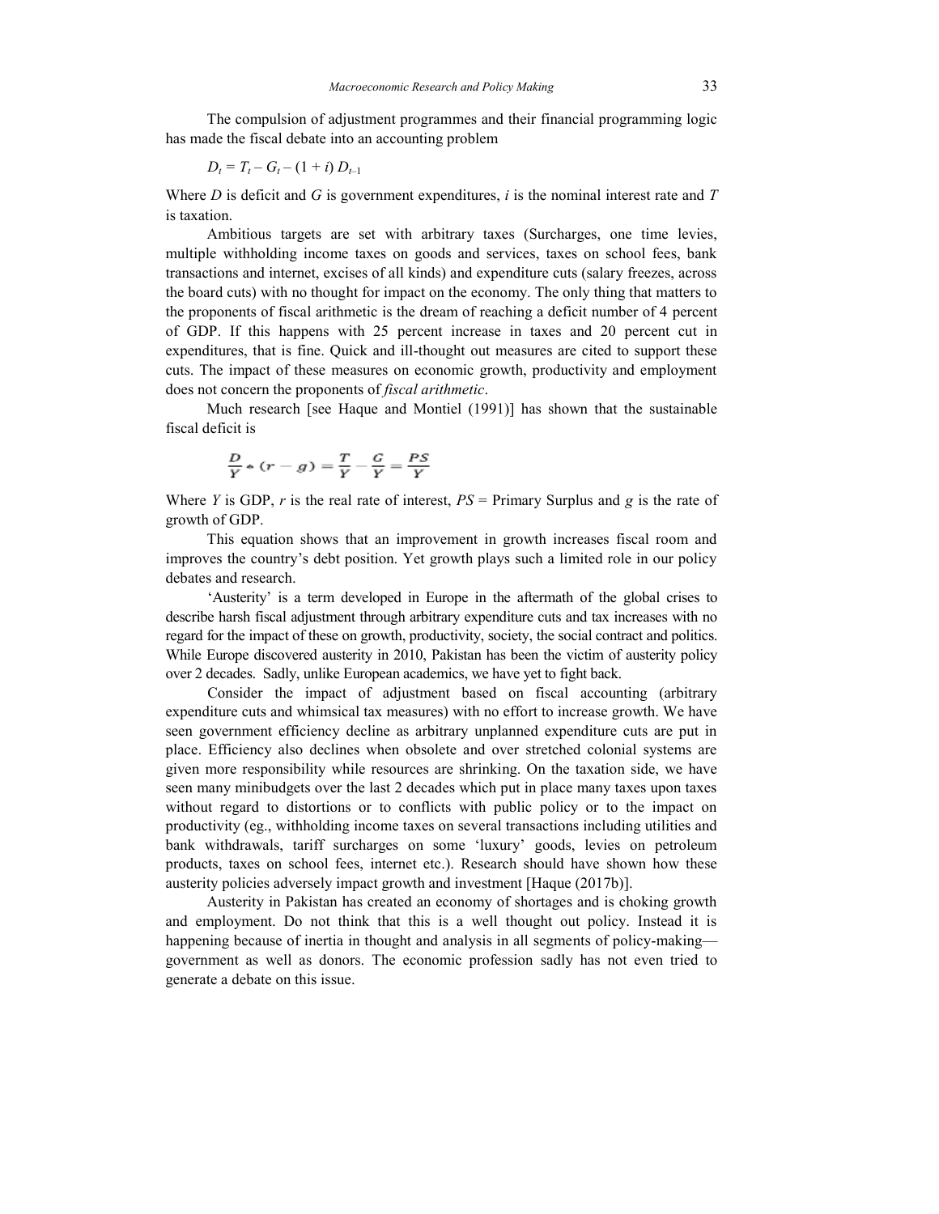The compulsion of adjustment programmes and their financial programming logic has made the fiscal debate into an accounting problem

$$D_t = T_t - G_t - (1 + i)\, D_{t-1}$$

Where $D$ is deficit and $G$ is government expenditures, $i$ is the nominal interest rate and $T$ is taxation.

Ambitious targets are set with arbitrary taxes (Surcharges, one time levies, multiple withholding income taxes on goods and services, taxes on school fees, bank transactions and internet, excises of all kinds) and expenditure cuts (salary freezes, across the board cuts) with no thought for impact on the economy. The only thing that matters to the proponents of fiscal arithmetic is the dream of reaching a deficit number of 4 percent of GDP. If this happens with 25 percent increase in taxes and 20 percent cut in expenditures, that is fine. Quick and ill-thought out measures are cited to support these cuts. The impact of these measures on economic growth, productivity and employment does not concern the proponents of *fiscal arithmetic*.

Much research [see Haque and Montiel (1991)] has shown that the sustainable fiscal deficit is

$$\frac{D}{Y} * (r - g) = \frac{T}{Y} - \frac{G}{Y} = \frac{PS}{Y}$$

Where $Y$ is GDP, $r$ is the real rate of interest, $PS$ = Primary Surplus and $g$ is the rate of growth of GDP.

This equation shows that an improvement in growth increases fiscal room and improves the country's debt position. Yet growth plays such a limited role in our policy debates and research.

'Austerity' is a term developed in Europe in the aftermath of the global crises to describe harsh fiscal adjustment through arbitrary expenditure cuts and tax increases with no regard for the impact of these on growth, productivity, society, the social contract and politics. While Europe discovered austerity in 2010, Pakistan has been the victim of austerity policy over 2 decades. Sadly, unlike European academics, we have yet to fight back.

Consider the impact of adjustment based on fiscal accounting (arbitrary expenditure cuts and whimsical tax measures) with no effort to increase growth. We have seen government efficiency decline as arbitrary unplanned expenditure cuts are put in place. Efficiency also declines when obsolete and over stretched colonial systems are given more responsibility while resources are shrinking. On the taxation side, we have seen many minibudgets over the last 2 decades which put in place many taxes upon taxes without regard to distortions or to conflicts with public policy or to the impact on productivity (eg., withholding income taxes on several transactions including utilities and bank withdrawals, tariff surcharges on some 'luxury' goods, levies on petroleum products, taxes on school fees, internet etc.). Research should have shown how these austerity policies adversely impact growth and investment [Haque (2017b)].

Austerity in Pakistan has created an economy of shortages and is choking growth and employment. Do not think that this is a well thought out policy. Instead it is happening because of inertia in thought and analysis in all segments of policy-making—government as well as donors. The economic profession sadly has not even tried to generate a debate on this issue.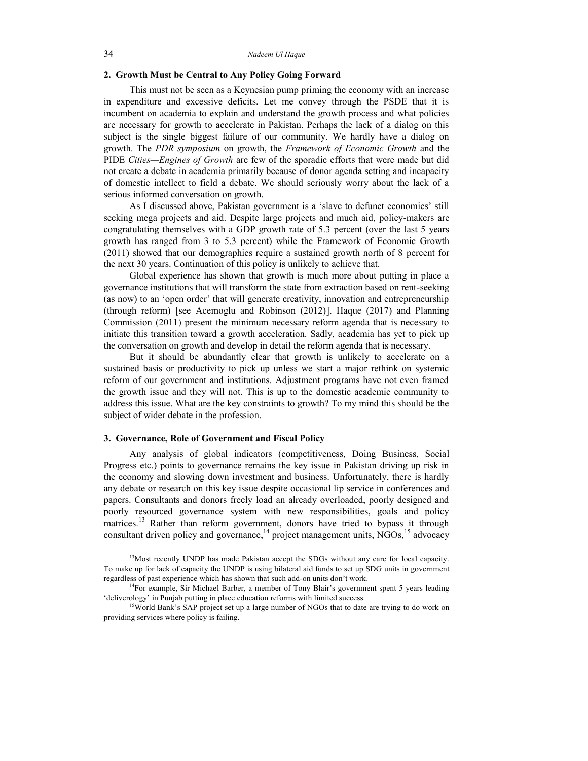## 2. Growth Must be Central to Any Policy Going Forward

This must not be seen as a Keynesian pump priming the economy with an increase in expenditure and excessive deficits. Let me convey through the PSDE that it is incumbent on academia to explain and understand the growth process and what policies are necessary for growth to accelerate in Pakistan. Perhaps the lack of a dialog on this subject is the single biggest failure of our community. We hardly have a dialog on growth. The *PDR symposium* on growth, the *Framework of Economic Growth* and the PIDE *Cities—Engines of Growth* are few of the sporadic efforts that were made but did not create a debate in academia primarily because of donor agenda setting and incapacity of domestic intellect to field a debate. We should seriously worry about the lack of a serious informed conversation on growth.

As I discussed above, Pakistan government is a 'slave to defunct economics' still seeking mega projects and aid. Despite large projects and much aid, policy-makers are congratulating themselves with a GDP growth rate of 5.3 percent (over the last 5 years growth has ranged from 3 to 5.3 percent) while the Framework of Economic Growth (2011) showed that our demographics require a sustained growth north of 8 percent for the next 30 years. Continuation of this policy is unlikely to achieve that.

Global experience has shown that growth is much more about putting in place a governance institutions that will transform the state from extraction based on rent-seeking (as now) to an 'open order' that will generate creativity, innovation and entrepreneurship (through reform) [see Acemoglu and Robinson (2012)]. Haque (2017) and Planning Commission (2011) present the minimum necessary reform agenda that is necessary to initiate this transition toward a growth acceleration. Sadly, academia has yet to pick up the conversation on growth and develop in detail the reform agenda that is necessary.

But it should be abundantly clear that growth is unlikely to accelerate on a sustained basis or productivity to pick up unless we start a major rethink on systemic reform of our government and institutions. Adjustment programs have not even framed the growth issue and they will not. This is up to the domestic academic community to address this issue. What are the key constraints to growth? To my mind this should be the subject of wider debate in the profession.

## 3. Governance, Role of Government and Fiscal Policy

Any analysis of global indicators (competitiveness, Doing Business, Social Progress etc.) points to governance remains the key issue in Pakistan driving up risk in the economy and slowing down investment and business. Unfortunately, there is hardly any debate or research on this key issue despite occasional lip service in conferences and papers. Consultants and donors freely load an already overloaded, poorly designed and poorly resourced governance system with new responsibilities, goals and policy matrices.[13] Rather than reform government, donors have tried to bypass it through consultant driven policy and governance,[14] project management units, NGOs,[15] advocacy

[13]Most recently UNDP has made Pakistan accept the SDGs without any care for local capacity. To make up for lack of capacity the UNDP is using bilateral aid funds to set up SDG units in government regardless of past experience which has shown that such add-on units don't work.

[14]For example, Sir Michael Barber, a member of Tony Blair's government spent 5 years leading 'deliverology' in Punjab putting in place education reforms with limited success.

[15]World Bank's SAP project set up a large number of NGOs that to date are trying to do work on providing services where policy is failing.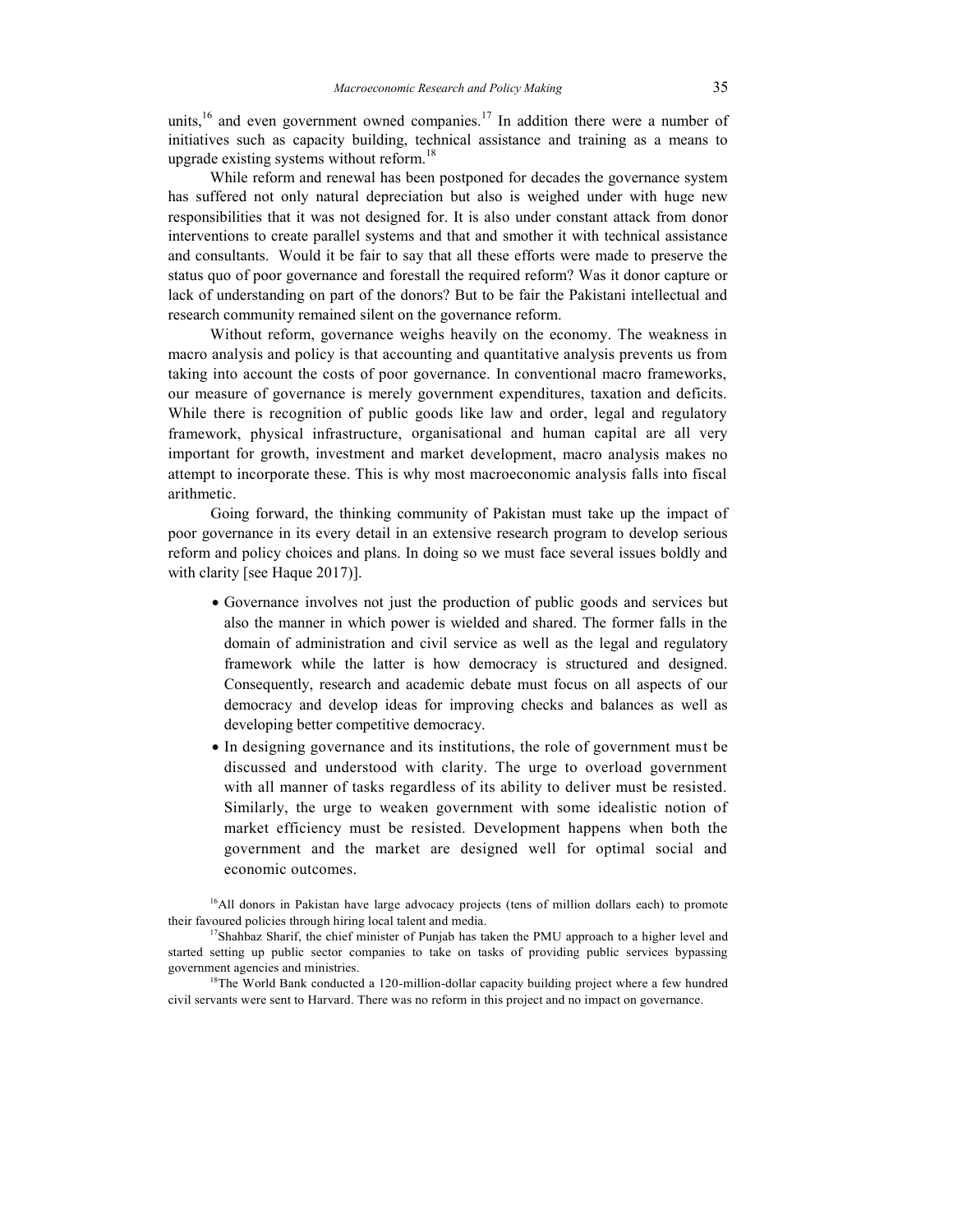units,[16] and even government owned companies.[17] In addition there were a number of initiatives such as capacity building, technical assistance and training as a means to upgrade existing systems without reform.[18]

While reform and renewal has been postponed for decades the governance system has suffered not only natural depreciation but also is weighed under with huge new responsibilities that it was not designed for. It is also under constant attack from donor interventions to create parallel systems and that and smother it with technical assistance and consultants. Would it be fair to say that all these efforts were made to preserve the status quo of poor governance and forestall the required reform? Was it donor capture or lack of understanding on part of the donors? But to be fair the Pakistani intellectual and research community remained silent on the governance reform.

Without reform, governance weighs heavily on the economy. The weakness in macro analysis and policy is that accounting and quantitative analysis prevents us from taking into account the costs of poor governance. In conventional macro frameworks, our measure of governance is merely government expenditures, taxation and deficits. While there is recognition of public goods like law and order, legal and regulatory framework, physical infrastructure, organisational and human capital are all very important for growth, investment and market development, macro analysis makes no attempt to incorporate these. This is why most macroeconomic analysis falls into fiscal arithmetic.

Going forward, the thinking community of Pakistan must take up the impact of poor governance in its every detail in an extensive research program to develop serious reform and policy choices and plans. In doing so we must face several issues boldly and with clarity [see Haque 2017)].

- Governance involves not just the production of public goods and services but also the manner in which power is wielded and shared. The former falls in the domain of administration and civil service as well as the legal and regulatory framework while the latter is how democracy is structured and designed. Consequently, research and academic debate must focus on all aspects of our democracy and develop ideas for improving checks and balances as well as developing better competitive democracy.
- In designing governance and its institutions, the role of government must be discussed and understood with clarity. The urge to overload government with all manner of tasks regardless of its ability to deliver must be resisted. Similarly, the urge to weaken government with some idealistic notion of market efficiency must be resisted. Development happens when both the government and the market are designed well for optimal social and economic outcomes.

[16]All donors in Pakistan have large advocacy projects (tens of million dollars each) to promote their favoured policies through hiring local talent and media.

[17]Shahbaz Sharif, the chief minister of Punjab has taken the PMU approach to a higher level and started setting up public sector companies to take on tasks of providing public services bypassing government agencies and ministries.

[18]The World Bank conducted a 120-million-dollar capacity building project where a few hundred civil servants were sent to Harvard. There was no reform in this project and no impact on governance.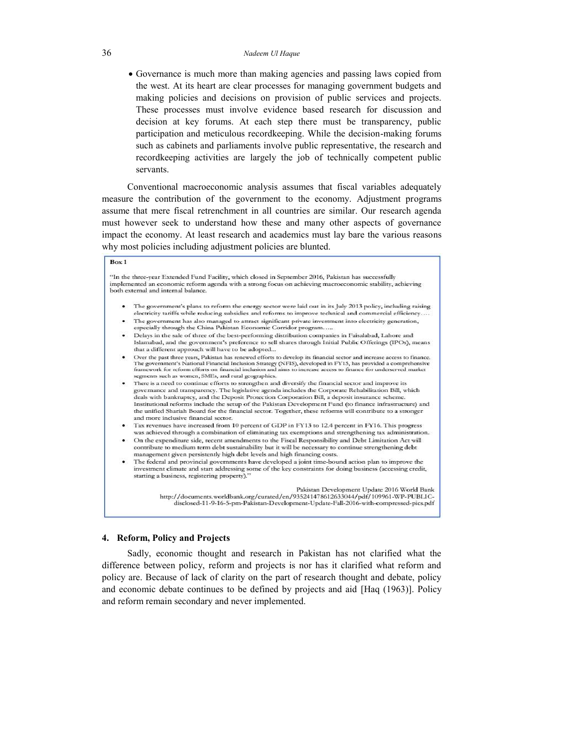- Governance is much more than making agencies and passing laws copied from the west. At its heart are clear processes for managing government budgets and making policies and decisions on provision of public services and projects. These processes must involve evidence based research for discussion and decision at key forums. At each step there must be transparency, public participation and meticulous recordkeeping. While the decision-making forums such as cabinets and parliaments involve public representative, the research and recordkeeping activities are largely the job of technically competent public servants.

Conventional macroeconomic analysis assumes that fiscal variables adequately measure the contribution of the government to the economy. Adjustment programs assume that mere fiscal retrenchment in all countries are similar. Our research agenda must however seek to understand how these and many other aspects of governance impact the economy. At least research and academics must lay bare the various reasons why most policies including adjustment policies are blunted.

**Box 1**

"In the three-year Extended Fund Facility, which closed in September 2016, Pakistan has successfully implemented an economic reform agenda with a strong focus on achieving macroeconomic stability, achieving both external and internal balance.

- The government's plans to reform the energy sector were laid out in its July 2013 policy, including raising electricity tariffs while reducing subsidies and reforms to improve technical and commercial efficiency….
- The government has also managed to attract significant private investment into electricity generation, especially through the China Pakistan Economic Corridor program. ….
- Delays in the sale of three of the best-performing distribution companies in Faisalabad, Lahore and Islamabad, and the government's preference to sell shares through Initial Public Offerings (IPOs), means that a different approach will have to be adopted...
- Over the past three years, Pakistan has renewed efforts to develop its financial sector and increase access to finance. The government's National Financial Inclusion Strategy (NFIS), developed in FY15, has provided a comprehensive framework for reform efforts on financial inclusion and aims to increase access to finance for underserved market segments such as women, SMEs, and rural geographics.
- There is a need to continue efforts to strengthen and diversify the financial sector and improve its governance and transparency. The legislative agenda includes the Corporate Rehabilitation Bill, which deals with bankruptcy, and the Deposit Protection Corporation Bill, a deposit insurance scheme. Institutional reforms include the setup of the Pakistan Development Fund (to finance infrastructure) and the unified Shariah Board for the financial sector. Together, these reforms will contribute to a stronger and more inclusive financial sector.
- Tax revenues have increased from 10 percent of GDP in FY13 to 12.4 percent in FY16. This progress was achieved through a combination of eliminating tax exemptions and strengthening tax administration.
- On the expenditure side, recent amendments to the Fiscal Responsibility and Debt Limitation Act will contribute to medium term debt sustainability but it will be necessary to continue strengthening debt management given persistently high debt levels and high financing costs.
- The federal and provincial governments have developed a joint time-bound action plan to improve the investment climate and start addressing some of the key constraints for doing business (accessing credit, starting a business, registering property)."

Pakistan Development Update 2016 World Bank
http://documents.worldbank.org/curated/en/935241478612633044/pdf/109961-WP-PUBLIC-disclosed-11-9-16-5-pm-Pakistan-Development-Update-Fall-2016-with-compressed-pics.pdf

## 4. Reform, Policy and Projects

Sadly, economic thought and research in Pakistan has not clarified what the difference between policy, reform and projects is nor has it clarified what reform and policy are. Because of lack of clarity on the part of research thought and debate, policy and economic debate continues to be defined by projects and aid [Haq (1963)]. Policy and reform remain secondary and never implemented.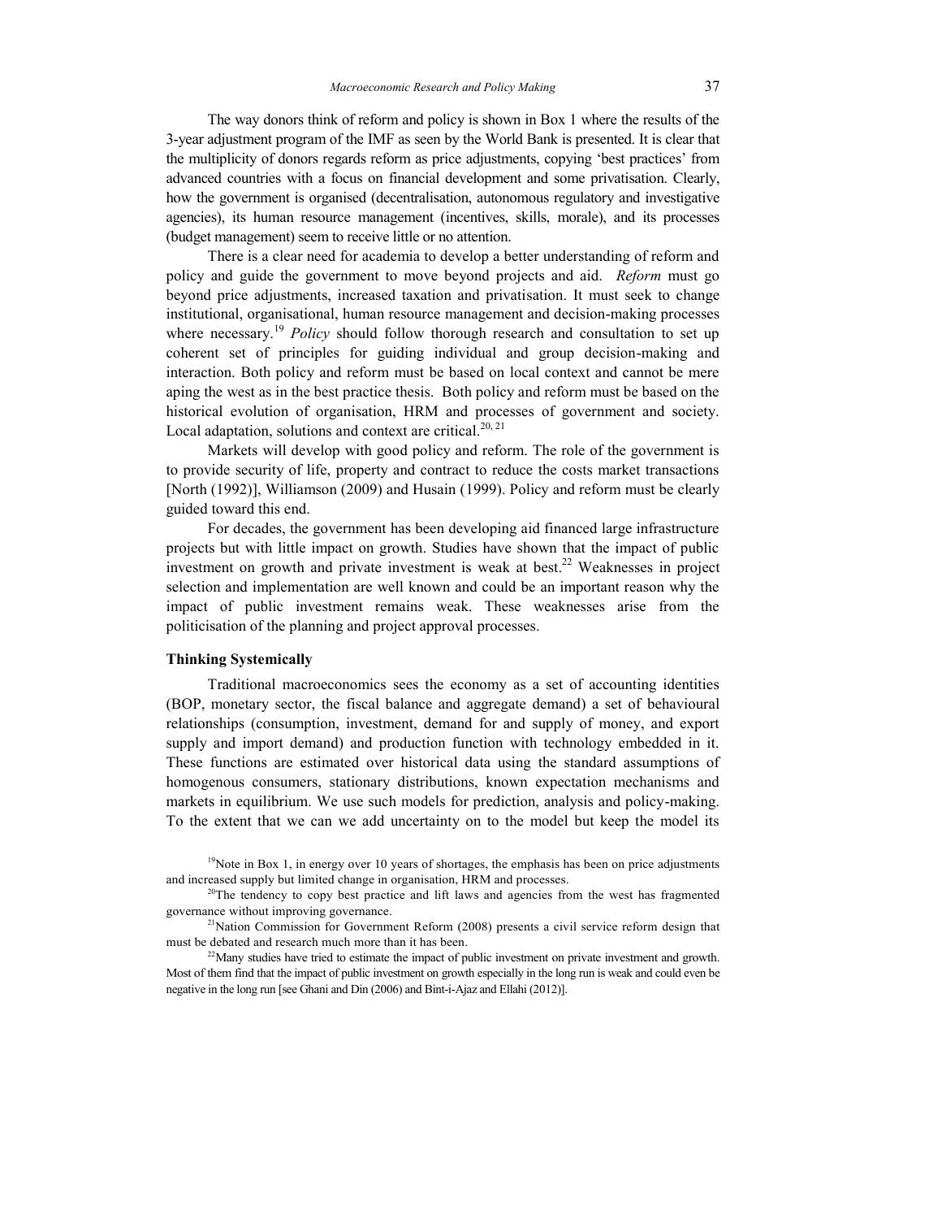The way donors think of reform and policy is shown in Box 1 where the results of the 3-year adjustment program of the IMF as seen by the World Bank is presented. It is clear that the multiplicity of donors regards reform as price adjustments, copying 'best practices' from advanced countries with a focus on financial development and some privatisation. Clearly, how the government is organised (decentralisation, autonomous regulatory and investigative agencies), its human resource management (incentives, skills, morale), and its processes (budget management) seem to receive little or no attention.

There is a clear need for academia to develop a better understanding of reform and policy and guide the government to move beyond projects and aid. *Reform* must go beyond price adjustments, increased taxation and privatisation. It must seek to change institutional, organisational, human resource management and decision-making processes where necessary.[19] *Policy* should follow thorough research and consultation to set up coherent set of principles for guiding individual and group decision-making and interaction. Both policy and reform must be based on local context and cannot be mere aping the west as in the best practice thesis. Both policy and reform must be based on the historical evolution of organisation, HRM and processes of government and society. Local adaptation, solutions and context are critical.[20, 21]

Markets will develop with good policy and reform. The role of the government is to provide security of life, property and contract to reduce the costs market transactions [North (1992)], Williamson (2009) and Husain (1999). Policy and reform must be clearly guided toward this end.

For decades, the government has been developing aid financed large infrastructure projects but with little impact on growth. Studies have shown that the impact of public investment on growth and private investment is weak at best.[22] Weaknesses in project selection and implementation are well known and could be an important reason why the impact of public investment remains weak. These weaknesses arise from the politicisation of the planning and project approval processes.

**Thinking Systemically**

Traditional macroeconomics sees the economy as a set of accounting identities (BOP, monetary sector, the fiscal balance and aggregate demand) a set of behavioural relationships (consumption, investment, demand for and supply of money, and export supply and import demand) and production function with technology embedded in it. These functions are estimated over historical data using the standard assumptions of homogenous consumers, stationary distributions, known expectation mechanisms and markets in equilibrium. We use such models for prediction, analysis and policy-making. To the extent that we can we add uncertainty on to the model but keep the model its

[19]Note in Box 1, in energy over 10 years of shortages, the emphasis has been on price adjustments and increased supply but limited change in organisation, HRM and processes.

[20]The tendency to copy best practice and lift laws and agencies from the west has fragmented governance without improving governance.

[21]Nation Commission for Government Reform (2008) presents a civil service reform design that must be debated and research much more than it has been.

[22]Many studies have tried to estimate the impact of public investment on private investment and growth. Most of them find that the impact of public investment on growth especially in the long run is weak and could even be negative in the long run [see Ghani and Din (2006) and Bint-i-Ajaz and Ellahi (2012)].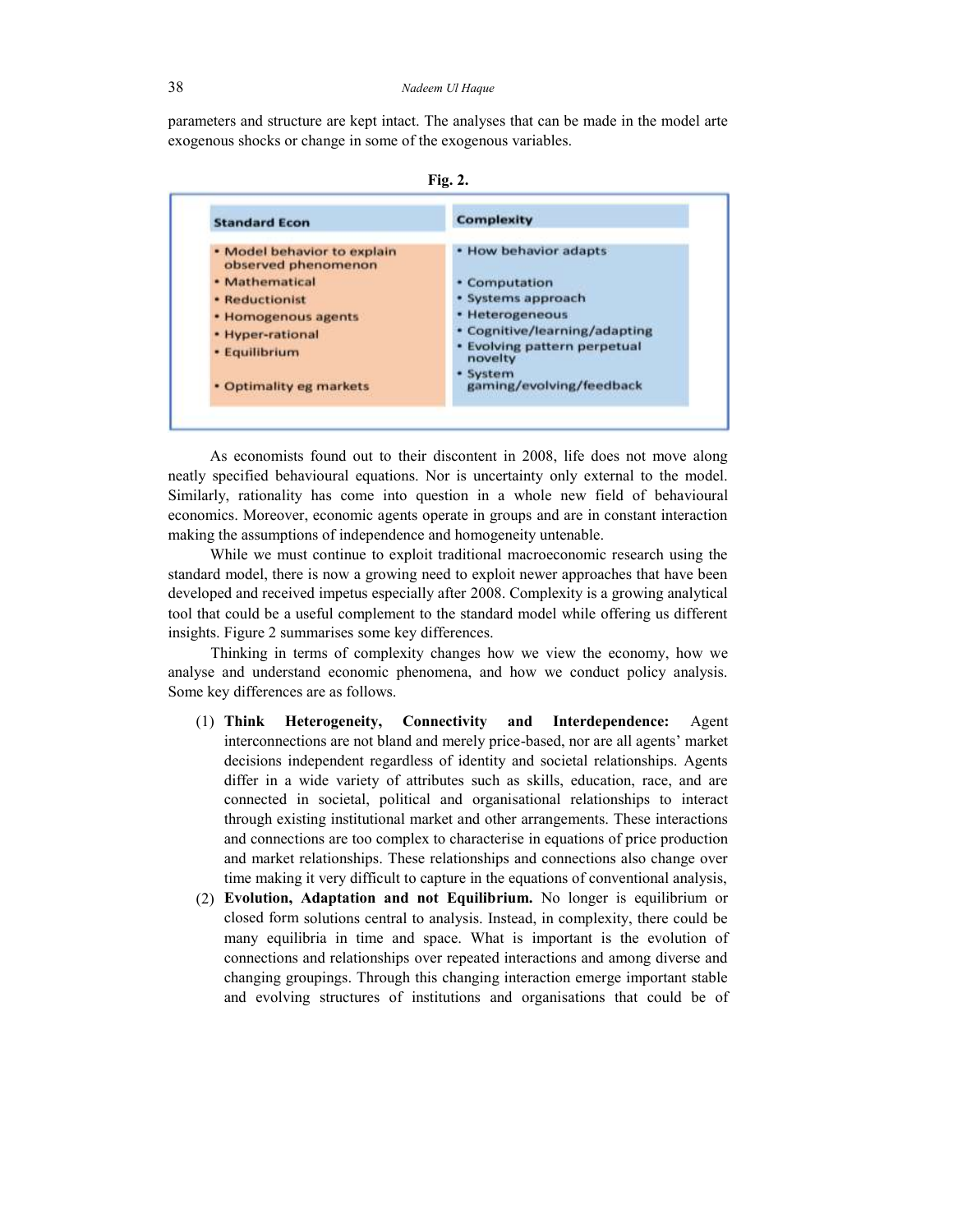parameters and structure are kept intact. The analyses that can be made in the model arte exogenous shocks or change in some of the exogenous variables.

**Fig. 2.**

| Standard Econ | Complexity |
| --- | --- |
| • Model behavior to explain observed phenomenon | • How behavior adapts |
| • Mathematical | • Computation |
| • Reductionist | • Systems approach |
| • Homogenous agents | • Heterogeneous |
| • Hyper-rational | • Cognitive/learning/adapting |
| • Equilibrium | • Evolving pattern perpetual novelty |
| • Optimality eg markets | • System gaming/evolving/feedback |

As economists found out to their discontent in 2008, life does not move along neatly specified behavioural equations. Nor is uncertainty only external to the model. Similarly, rationality has come into question in a whole new field of behavioural economics. Moreover, economic agents operate in groups and are in constant interaction making the assumptions of independence and homogeneity untenable.

While we must continue to exploit traditional macroeconomic research using the standard model, there is now a growing need to exploit newer approaches that have been developed and received impetus especially after 2008. Complexity is a growing analytical tool that could be a useful complement to the standard model while offering us different insights. Figure 2 summarises some key differences.

Thinking in terms of complexity changes how we view the economy, how we analyse and understand economic phenomena, and how we conduct policy analysis. Some key differences are as follows.

(1) **Think Heterogeneity, Connectivity and Interdependence:** Agent interconnections are not bland and merely price-based, nor are all agents' market decisions independent regardless of identity and societal relationships. Agents differ in a wide variety of attributes such as skills, education, race, and are connected in societal, political and organisational relationships to interact through existing institutional market and other arrangements. These interactions and connections are too complex to characterise in equations of price production and market relationships. These relationships and connections also change over time making it very difficult to capture in the equations of conventional analysis,

(2) **Evolution, Adaptation and not Equilibrium.** No longer is equilibrium or closed form solutions central to analysis. Instead, in complexity, there could be many equilibria in time and space. What is important is the evolution of connections and relationships over repeated interactions and among diverse and changing groupings. Through this changing interaction emerge important stable and evolving structures of institutions and organisations that could be of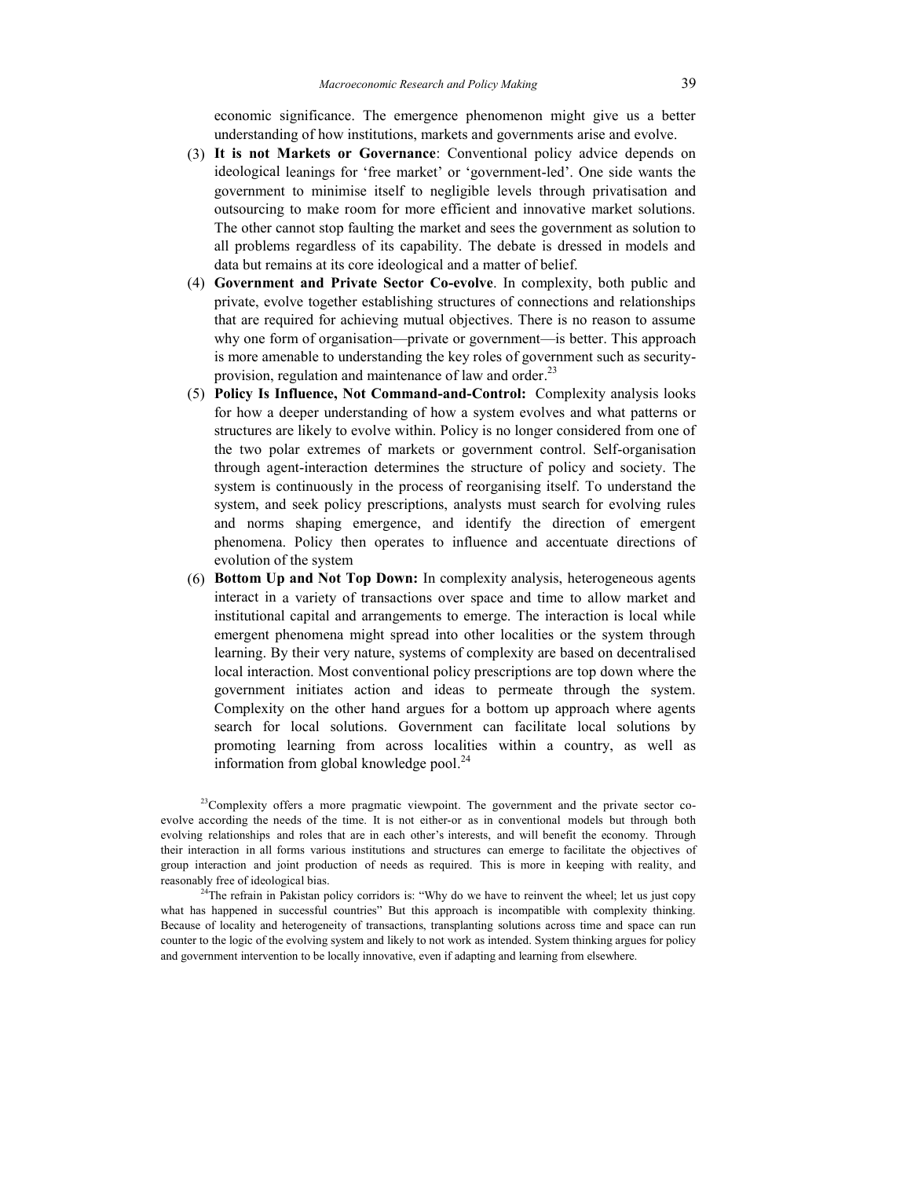economic significance. The emergence phenomenon might give us a better understanding of how institutions, markets and governments arise and evolve.

(3) **It is not Markets or Governance**: Conventional policy advice depends on ideological leanings for 'free market' or 'government-led'. One side wants the government to minimise itself to negligible levels through privatisation and outsourcing to make room for more efficient and innovative market solutions. The other cannot stop faulting the market and sees the government as solution to all problems regardless of its capability. The debate is dressed in models and data but remains at its core ideological and a matter of belief.

(4) **Government and Private Sector Co-evolve**. In complexity, both public and private, evolve together establishing structures of connections and relationships that are required for achieving mutual objectives. There is no reason to assume why one form of organisation—private or government—is better. This approach is more amenable to understanding the key roles of government such as security-provision, regulation and maintenance of law and order.[23]

(5) **Policy Is Influence, Not Command-and-Control:** Complexity analysis looks for how a deeper understanding of how a system evolves and what patterns or structures are likely to evolve within. Policy is no longer considered from one of the two polar extremes of markets or government control. Self-organisation through agent-interaction determines the structure of policy and society. The system is continuously in the process of reorganising itself. To understand the system, and seek policy prescriptions, analysts must search for evolving rules and norms shaping emergence, and identify the direction of emergent phenomena. Policy then operates to influence and accentuate directions of evolution of the system

(6) **Bottom Up and Not Top Down:** In complexity analysis, heterogeneous agents interact in a variety of transactions over space and time to allow market and institutional capital and arrangements to emerge. The interaction is local while emergent phenomena might spread into other localities or the system through learning. By their very nature, systems of complexity are based on decentralised local interaction. Most conventional policy prescriptions are top down where the government initiates action and ideas to permeate through the system. Complexity on the other hand argues for a bottom up approach where agents search for local solutions. Government can facilitate local solutions by promoting learning from across localities within a country, as well as information from global knowledge pool.[24]

---

[23]Complexity offers a more pragmatic viewpoint. The government and the private sector co-evolve according the needs of the time. It is not either-or as in conventional models but through both evolving relationships and roles that are in each other's interests, and will benefit the economy. Through their interaction in all forms various institutions and structures can emerge to facilitate the objectives of group interaction and joint production of needs as required. This is more in keeping with reality, and reasonably free of ideological bias.

[24]The refrain in Pakistan policy corridors is: "Why do we have to reinvent the wheel; let us just copy what has happened in successful countries" But this approach is incompatible with complexity thinking. Because of locality and heterogeneity of transactions, transplanting solutions across time and space can run counter to the logic of the evolving system and likely to not work as intended. System thinking argues for policy and government intervention to be locally innovative, even if adapting and learning from elsewhere.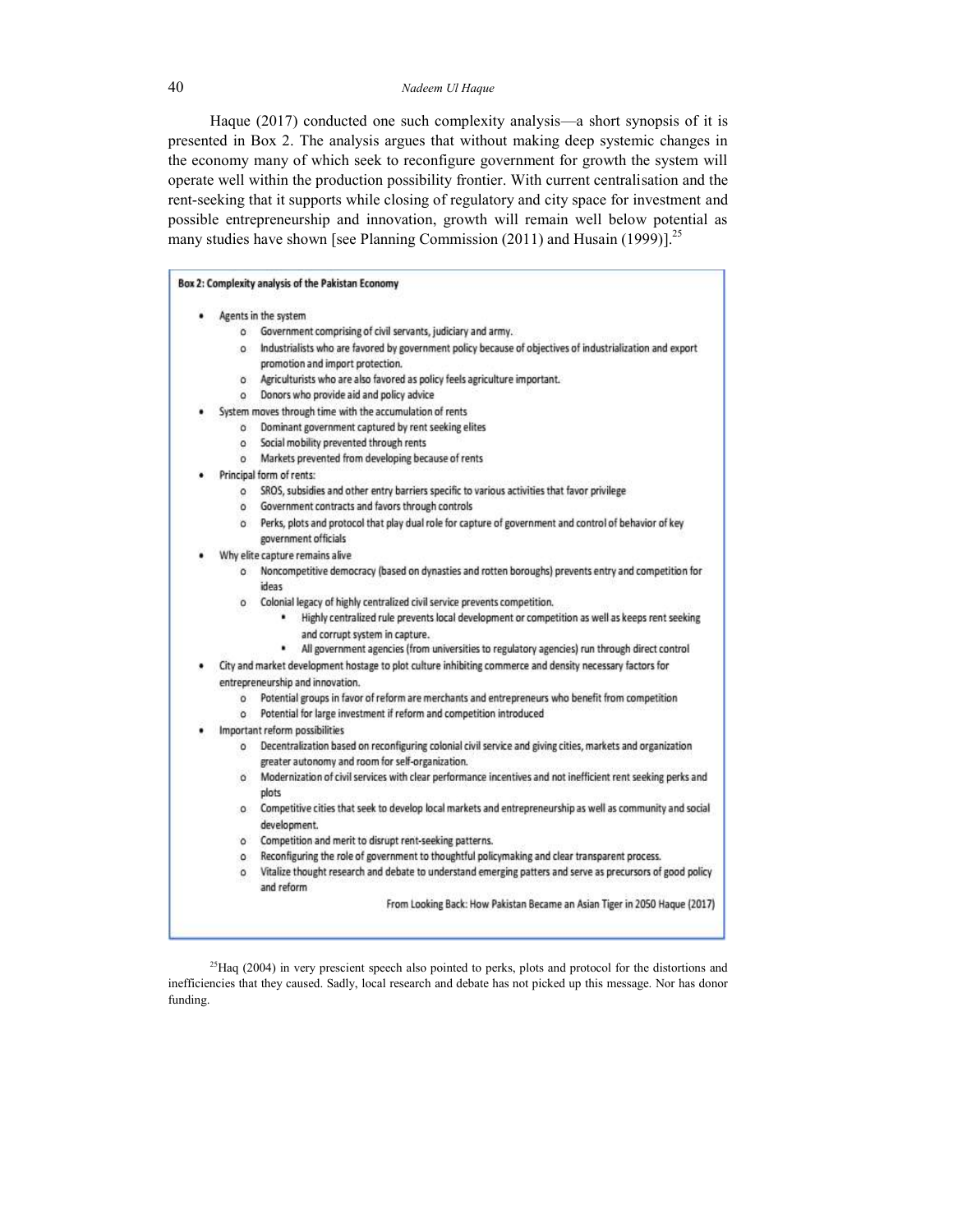Haque (2017) conducted one such complexity analysis—a short synopsis of it is presented in Box 2. The analysis argues that without making deep systemic changes in the economy many of which seek to reconfigure government for growth the system will operate well within the production possibility frontier. With current centralisation and the rent-seeking that it supports while closing of regulatory and city space for investment and possible entrepreneurship and innovation, growth will remain well below potential as many studies have shown [see Planning Commission (2011) and Husain (1999)].[25]

**Box 2: Complexity analysis of the Pakistan Economy**

- Agents in the system
  - Government comprising of civil servants, judiciary and army.
  - Industrialists who are favored by government policy because of objectives of industrialization and export promotion and import protection.
  - Agriculturists who are also favored as policy feels agriculture important.
  - Donors who provide aid and policy advice
- System moves through time with the accumulation of rents
  - Dominant government captured by rent seeking elites
  - Social mobility prevented through rents
  - Markets prevented from developing because of rents
- Principal form of rents:
  - SROS, subsidies and other entry barriers specific to various activities that favor privilege
  - Government contracts and favors through controls
  - Perks, plots and protocol that play dual role for capture of government and control of behavior of key government officials
- Why elite capture remains alive
  - Noncompetitive democracy (based on dynasties and rotten boroughs) prevents entry and competition for ideas
  - Colonial legacy of highly centralized civil service prevents competition.
    - Highly centralized rule prevents local development or competition as well as keeps rent seeking and corrupt system in capture.
    - All government agencies (from universities to regulatory agencies) run through direct control
- City and market development hostage to plot culture inhibiting commerce and density necessary factors for entrepreneurship and innovation.
  - Potential groups in favor of reform are merchants and entrepreneurs who benefit from competition
  - Potential for large investment if reform and competition introduced
- Important reform possibilities
  - Decentralization based on reconfiguring colonial civil service and giving cities, markets and organization greater autonomy and room for self-organization.
  - Modernization of civil services with clear performance incentives and not inefficient rent seeking perks and plots
  - Competitive cities that seek to develop local markets and entrepreneurship as well as community and social development.
  - Competition and merit to disrupt rent-seeking patterns.
  - Reconfiguring the role of government to thoughtful policymaking and clear transparent process.
  - Vitalize thought research and debate to understand emerging patters and serve as precursors of good policy and reform

From Looking Back: How Pakistan Became an Asian Tiger in 2050 Haque (2017)

[25]Haq (2004) in very prescient speech also pointed to perks, plots and protocol for the distortions and inefficiencies that they caused. Sadly, local research and debate has not picked up this message. Nor has donor funding.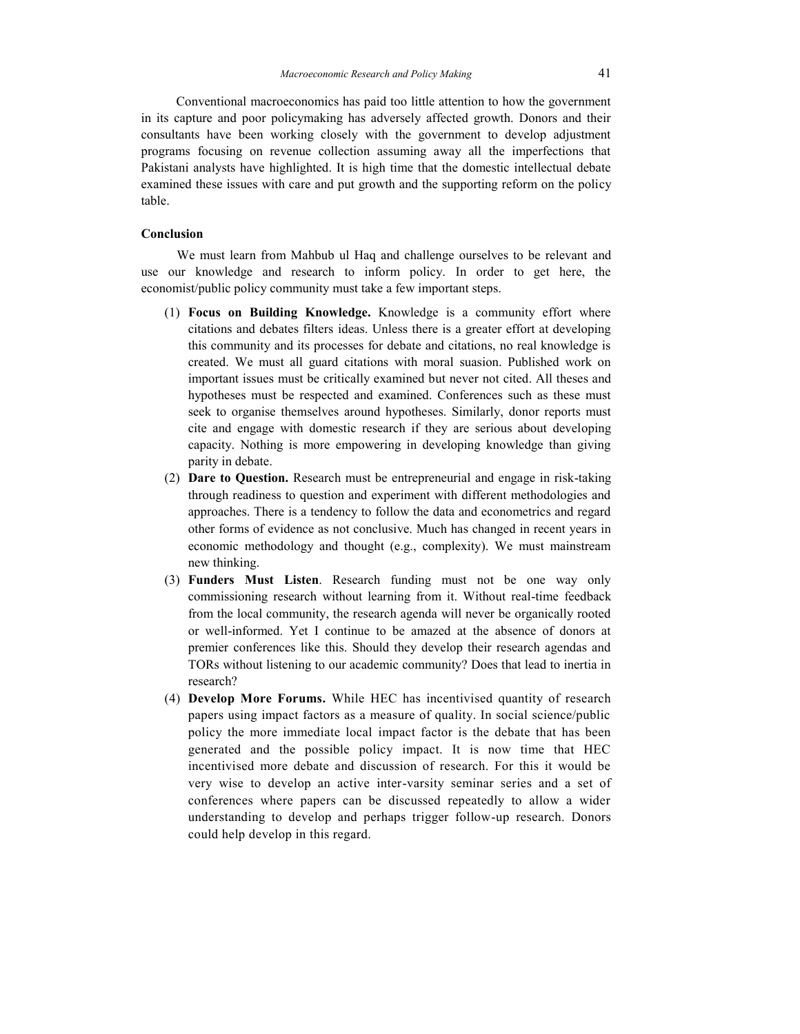Conventional macroeconomics has paid too little attention to how the government in its capture and poor policymaking has adversely affected growth. Donors and their consultants have been working closely with the government to develop adjustment programs focusing on revenue collection assuming away all the imperfections that Pakistani analysts have highlighted. It is high time that the domestic intellectual debate examined these issues with care and put growth and the supporting reform on the policy table.

**Conclusion**

We must learn from Mahbub ul Haq and challenge ourselves to be relevant and use our knowledge and research to inform policy. In order to get here, the economist/public policy community must take a few important steps.

(1) **Focus on Building Knowledge.** Knowledge is a community effort where citations and debates filters ideas. Unless there is a greater effort at developing this community and its processes for debate and citations, no real knowledge is created. We must all guard citations with moral suasion. Published work on important issues must be critically examined but never not cited. All theses and hypotheses must be respected and examined. Conferences such as these must seek to organise themselves around hypotheses. Similarly, donor reports must cite and engage with domestic research if they are serious about developing capacity. Nothing is more empowering in developing knowledge than giving parity in debate.

(2) **Dare to Question.** Research must be entrepreneurial and engage in risk-taking through readiness to question and experiment with different methodologies and approaches. There is a tendency to follow the data and econometrics and regard other forms of evidence as not conclusive. Much has changed in recent years in economic methodology and thought (e.g., complexity). We must mainstream new thinking.

(3) **Funders Must Listen**. Research funding must not be one way only commissioning research without learning from it. Without real-time feedback from the local community, the research agenda will never be organically rooted or well-informed. Yet I continue to be amazed at the absence of donors at premier conferences like this. Should they develop their research agendas and TORs without listening to our academic community? Does that lead to inertia in research?

(4) **Develop More Forums.** While HEC has incentivised quantity of research papers using impact factors as a measure of quality. In social science/public policy the more immediate local impact factor is the debate that has been generated and the possible policy impact. It is now time that HEC incentivised more debate and discussion of research. For this it would be very wise to develop an active inter-varsity seminar series and a set of conferences where papers can be discussed repeatedly to allow a wider understanding to develop and perhaps trigger follow-up research. Donors could help develop in this regard.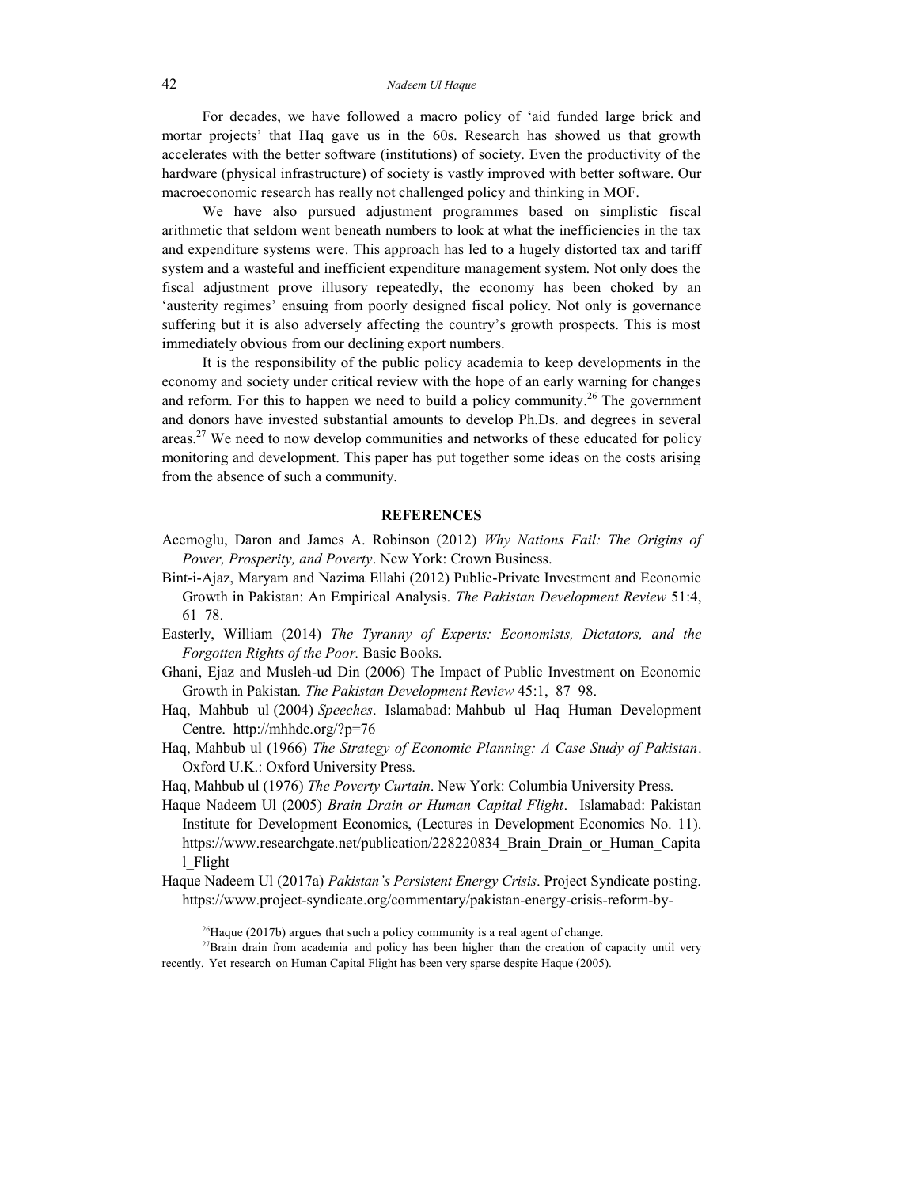For decades, we have followed a macro policy of 'aid funded large brick and mortar projects' that Haq gave us in the 60s. Research has showed us that growth accelerates with the better software (institutions) of society. Even the productivity of the hardware (physical infrastructure) of society is vastly improved with better software. Our macroeconomic research has really not challenged policy and thinking in MOF.

We have also pursued adjustment programmes based on simplistic fiscal arithmetic that seldom went beneath numbers to look at what the inefficiencies in the tax and expenditure systems were. This approach has led to a hugely distorted tax and tariff system and a wasteful and inefficient expenditure management system. Not only does the fiscal adjustment prove illusory repeatedly, the economy has been choked by an 'austerity regimes' ensuing from poorly designed fiscal policy. Not only is governance suffering but it is also adversely affecting the country's growth prospects. This is most immediately obvious from our declining export numbers.

It is the responsibility of the public policy academia to keep developments in the economy and society under critical review with the hope of an early warning for changes and reform. For this to happen we need to build a policy community.[26] The government and donors have invested substantial amounts to develop Ph.Ds. and degrees in several areas.[27] We need to now develop communities and networks of these educated for policy monitoring and development. This paper has put together some ideas on the costs arising from the absence of such a community.

## REFERENCES

Acemoglu, Daron and James A. Robinson (2012) *Why Nations Fail: The Origins of Power, Prosperity, and Poverty*. New York: Crown Business.

Bint-i-Ajaz, Maryam and Nazima Ellahi (2012) Public-Private Investment and Economic Growth in Pakistan: An Empirical Analysis. *The Pakistan Development Review* 51:4, 61–78.

Easterly, William (2014) *The Tyranny of Experts: Economists, Dictators, and the Forgotten Rights of the Poor.* Basic Books.

Ghani, Ejaz and Musleh-ud Din (2006) The Impact of Public Investment on Economic Growth in Pakistan. *The Pakistan Development Review* 45:1, 87–98.

Haq, Mahbub ul (2004) *Speeches*. Islamabad: Mahbub ul Haq Human Development Centre. http://mhhdc.org/?p=76

Haq, Mahbub ul (1966) *The Strategy of Economic Planning: A Case Study of Pakistan*. Oxford U.K.: Oxford University Press.

Haq, Mahbub ul (1976) *The Poverty Curtain*. New York: Columbia University Press.

Haque Nadeem Ul (2005) *Brain Drain or Human Capital Flight*. Islamabad: Pakistan Institute for Development Economics, (Lectures in Development Economics No. 11). https://www.researchgate.net/publication/228220834_Brain_Drain_or_Human_Capital_Flight

Haque Nadeem Ul (2017a) *Pakistan's Persistent Energy Crisis*. Project Syndicate posting. https://www.project-syndicate.org/commentary/pakistan-energy-crisis-reform-by-

[26] Haque (2017b) argues that such a policy community is a real agent of change.

[27] Brain drain from academia and policy has been higher than the creation of capacity until very recently. Yet research on Human Capital Flight has been very sparse despite Haque (2005).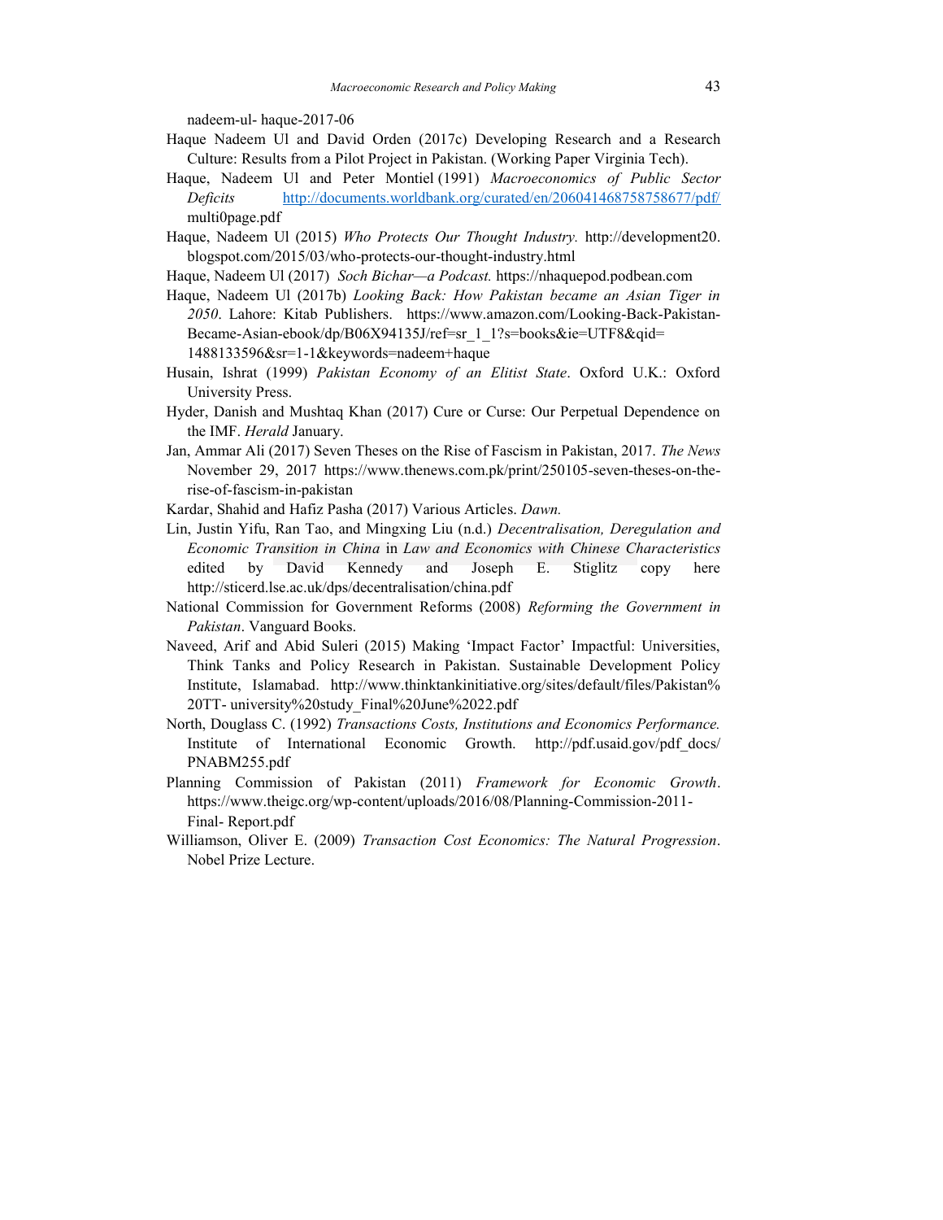nadeem-ul- haque-2017-06

Haque Nadeem Ul and David Orden (2017c) Developing Research and a Research Culture: Results from a Pilot Project in Pakistan. (Working Paper Virginia Tech).

Haque, Nadeem Ul and Peter Montiel (1991) *Macroeconomics of Public Sector Deficits* http://documents.worldbank.org/curated/en/206041468758758677/pdf/multi0page.pdf

Haque, Nadeem Ul (2015) *Who Protects Our Thought Industry.* http://development20.blogspot.com/2015/03/who-protects-our-thought-industry.html

Haque, Nadeem Ul (2017) *Soch Bichar—a Podcast.* https://nhaquepod.podbean.com

Haque, Nadeem Ul (2017b) *Looking Back: How Pakistan became an Asian Tiger in 2050*. Lahore: Kitab Publishers. https://www.amazon.com/Looking-Back-Pakistan-Became-Asian-ebook/dp/B06X94135J/ref=sr_1_1?s=books&ie=UTF8&qid=1488133596&sr=1-1&keywords=nadeem+haque

Husain, Ishrat (1999) *Pakistan Economy of an Elitist State*. Oxford U.K.: Oxford University Press.

Hyder, Danish and Mushtaq Khan (2017) Cure or Curse: Our Perpetual Dependence on the IMF. *Herald* January.

Jan, Ammar Ali (2017) Seven Theses on the Rise of Fascism in Pakistan, 2017. *The News* November 29, 2017 https://www.thenews.com.pk/print/250105-seven-theses-on-the-rise-of-fascism-in-pakistan

Kardar, Shahid and Hafiz Pasha (2017) Various Articles. *Dawn.*

Lin, Justin Yifu, Ran Tao, and Mingxing Liu (n.d.) *Decentralisation, Deregulation and Economic Transition in China* in *Law and Economics with Chinese Characteristics* edited by David Kennedy and Joseph E. Stiglitz copy here http://sticerd.lse.ac.uk/dps/decentralisation/china.pdf

National Commission for Government Reforms (2008) *Reforming the Government in Pakistan*. Vanguard Books.

Naveed, Arif and Abid Suleri (2015) Making 'Impact Factor' Impactful: Universities, Think Tanks and Policy Research in Pakistan. Sustainable Development Policy Institute, Islamabad. http://www.thinktankinitiative.org/sites/default/files/Pakistan%20TT- university%20study_Final%20June%2022.pdf

North, Douglass C. (1992) *Transactions Costs, Institutions and Economics Performance.* Institute of International Economic Growth. http://pdf.usaid.gov/pdf_docs/PNABM255.pdf

Planning Commission of Pakistan (2011) *Framework for Economic Growth*. https://www.theigc.org/wp-content/uploads/2016/08/Planning-Commission-2011-Final- Report.pdf

Williamson, Oliver E. (2009) *Transaction Cost Economics: The Natural Progression*. Nobel Prize Lecture.